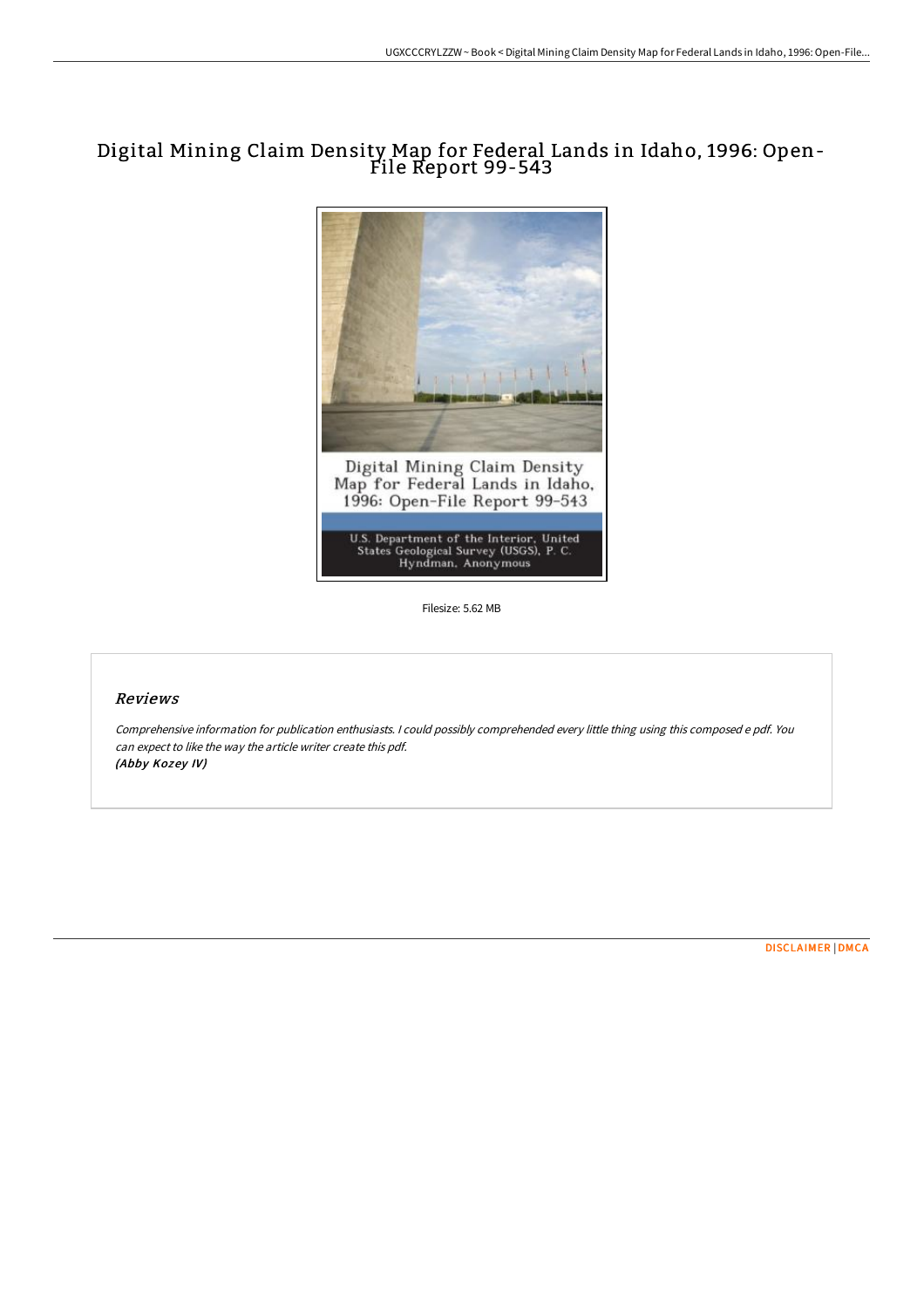# Digital Mining Claim Density Map for Federal Lands in Idaho, 1996: Open-File Report 99-543

Filesize: 5.62 MB

## *Reviews*

*Comprehensive information for publication enthusiasts. I could possibly comprehended every little thing using this composed e pdf. You can expect to like the way the article writer create this pdf.*
***(Abby Kozey IV)***

DISCLAIMER | DMCA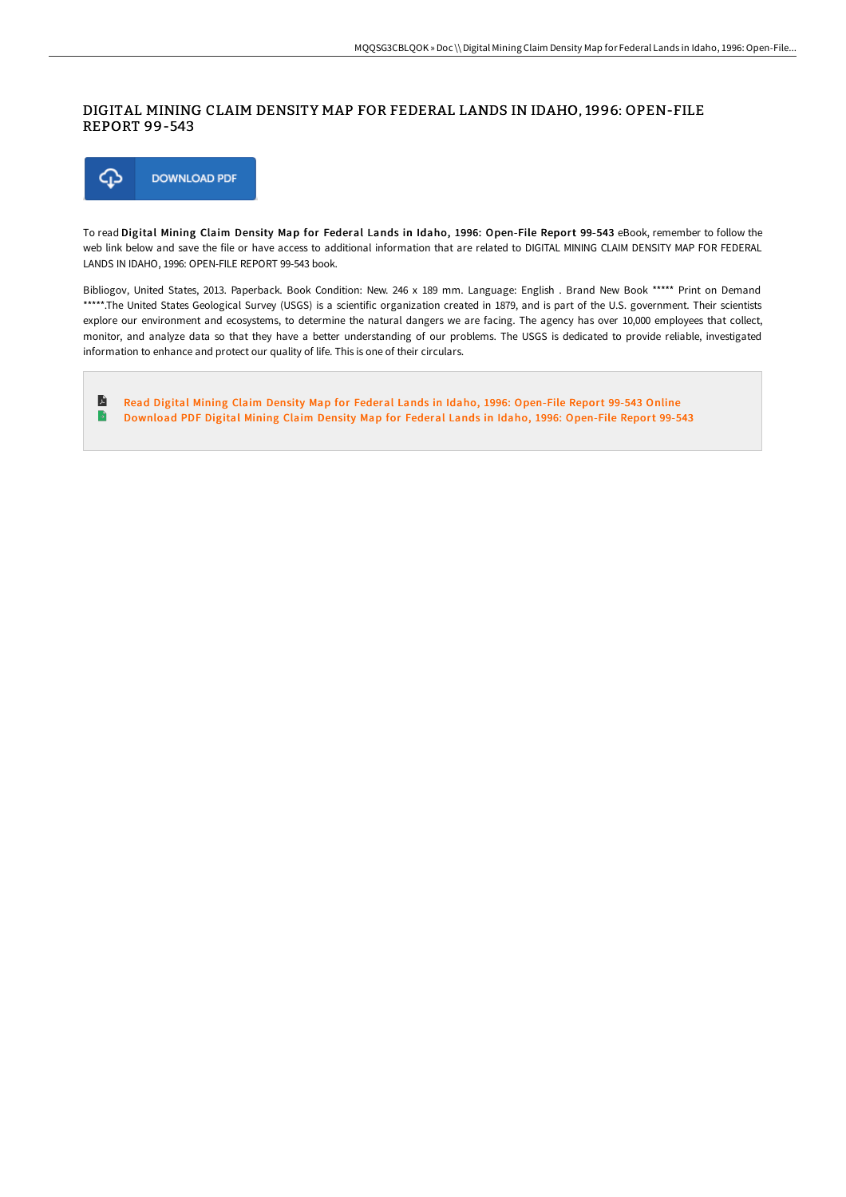# DIGITAL MINING CLAIM DENSITY MAP FOR FEDERAL LANDS IN IDAHO, 1996: OPEN-FILE REPORT 99-543

DOWNLOAD PDF

To read **Digital Mining Claim Density Map for Federal Lands in Idaho, 1996: Open-File Report 99-543** eBook, remember to follow the web link below and save the file or have access to additional information that are related to DIGITAL MINING CLAIM DENSITY MAP FOR FEDERAL LANDS IN IDAHO, 1996: OPEN-FILE REPORT 99-543 book.

Bibliogov, United States, 2013. Paperback. Book Condition: New. 246 x 189 mm. Language: English . Brand New Book ***** Print on Demand *****.The United States Geological Survey (USGS) is a scientific organization created in 1879, and is part of the U.S. government. Their scientists explore our environment and ecosystems, to determine the natural dangers we are facing. The agency has over 10,000 employees that collect, monitor, and analyze data so that they have a better understanding of our problems. The USGS is dedicated to provide reliable, investigated information to enhance and protect our quality of life. This is one of their circulars.

- Read Digital Mining Claim Density Map for Federal Lands in Idaho, 1996: Open-File Report 99-543 Online
- Download PDF Digital Mining Claim Density Map for Federal Lands in Idaho, 1996: Open-File Report 99-543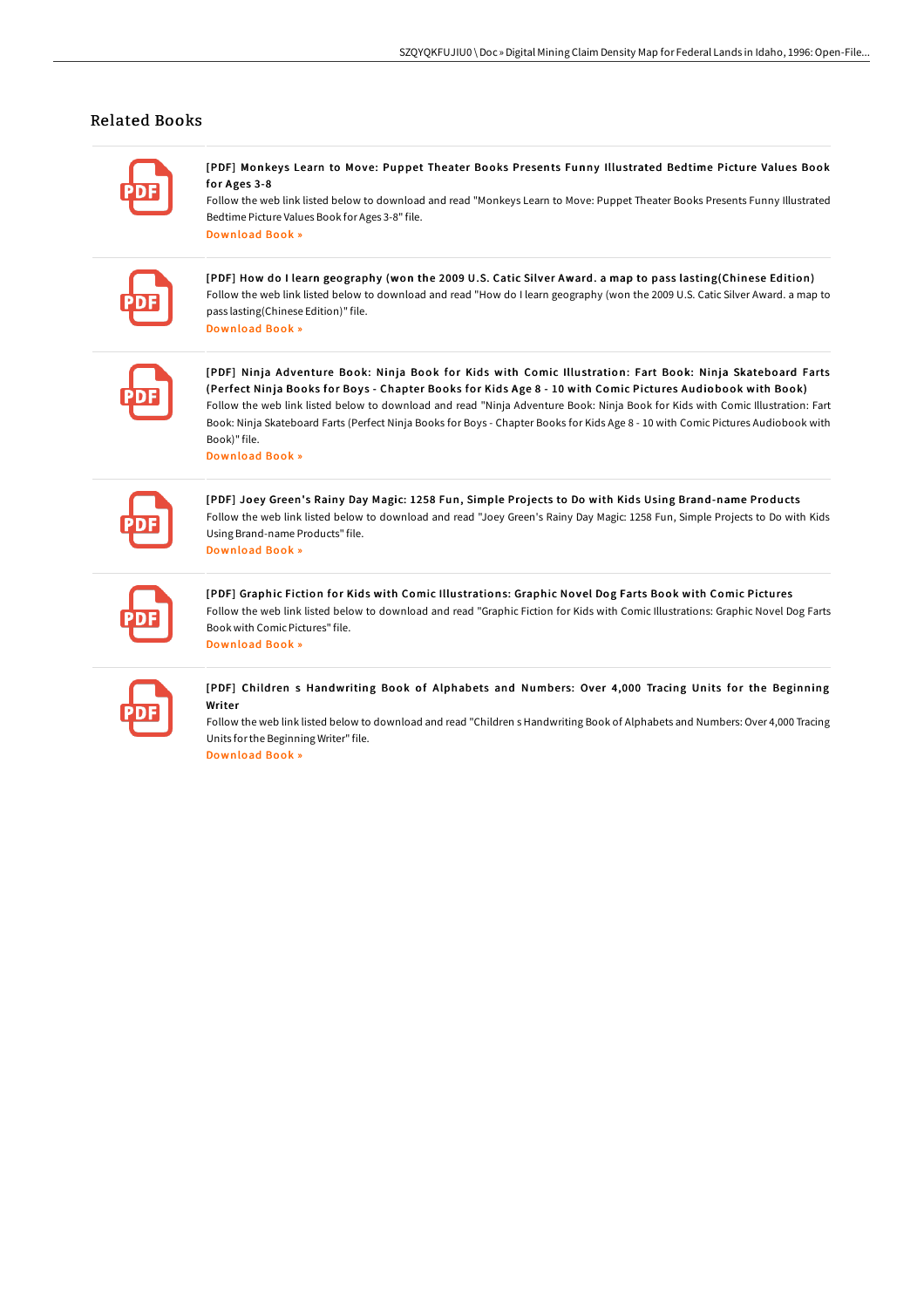## Related Books

[PDF] Monkeys Learn to Move: Puppet Theater Books Presents Funny Illustrated Bedtime Picture Values Book for Ages 3-8

Follow the web link listed below to download and read "Monkeys Learn to Move: Puppet Theater Books Presents Funny Illustrated Bedtime Picture Values Book for Ages 3-8" file.

Download Book »

[PDF] How do I learn geography (won the 2009 U.S. Catic Silver Award. a map to pass lasting(Chinese Edition)

Follow the web link listed below to download and read "How do I learn geography (won the 2009 U.S. Catic Silver Award. a map to pass lasting(Chinese Edition)" file.

Download Book »

[PDF] Ninja Adventure Book: Ninja Book for Kids with Comic Illustration: Fart Book: Ninja Skateboard Farts (Perfect Ninja Books for Boys - Chapter Books for Kids Age 8 - 10 with Comic Pictures Audiobook with Book)

Follow the web link listed below to download and read "Ninja Adventure Book: Ninja Book for Kids with Comic Illustration: Fart Book: Ninja Skateboard Farts (Perfect Ninja Books for Boys - Chapter Books for Kids Age 8 - 10 with Comic Pictures Audiobook with Book)" file.

Download Book »

[PDF] Joey Green's Rainy Day Magic: 1258 Fun, Simple Projects to Do with Kids Using Brand-name Products

Follow the web link listed below to download and read "Joey Green's Rainy Day Magic: 1258 Fun, Simple Projects to Do with Kids Using Brand-name Products" file.

Download Book »

[PDF] Graphic Fiction for Kids with Comic Illustrations: Graphic Novel Dog Farts Book with Comic Pictures

Follow the web link listed below to download and read "Graphic Fiction for Kids with Comic Illustrations: Graphic Novel Dog Farts Book with Comic Pictures" file.

Download Book »

[PDF] Children s Handwriting Book of Alphabets and Numbers: Over 4,000 Tracing Units for the Beginning Writer

Follow the web link listed below to download and read "Children s Handwriting Book of Alphabets and Numbers: Over 4,000 Tracing Units for the Beginning Writer" file.

Download Book »